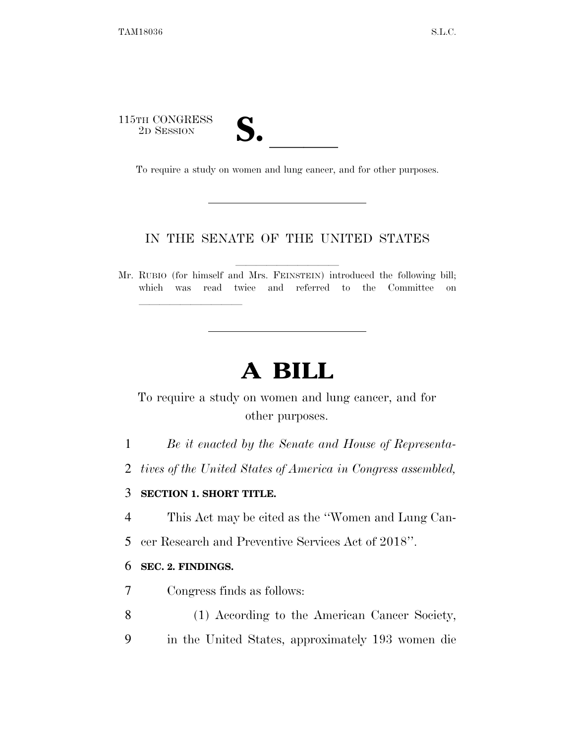115TH CONGRESS
2D SESSION

# S. ______

To require a study on women and lung cancer, and for other purposes.

IN THE SENATE OF THE UNITED STATES

Mr. RUBIO (for himself and Mrs. FEINSTEIN) introduced the following bill; which was read twice and referred to the Committee on ______________

# A BILL

To require a study on women and lung cancer, and for other purposes.

*Be it enacted by the Senate and House of Representatives of the United States of America in Congress assembled,*

**SECTION 1. SHORT TITLE.**

This Act may be cited as the ''Women and Lung Cancer Research and Preventive Services Act of 2018''.

**SEC. 2. FINDINGS.**

Congress finds as follows:

(1) According to the American Cancer Society, in the United States, approximately 193 women die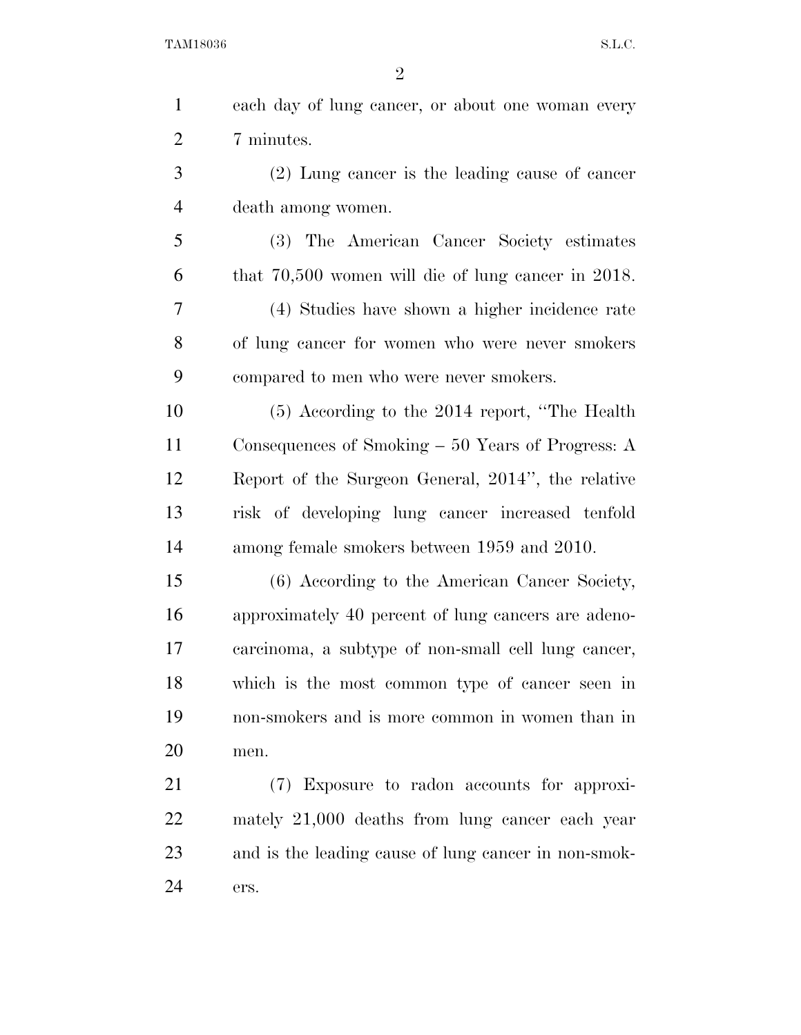each day of lung cancer, or about one woman every 7 minutes.

(2) Lung cancer is the leading cause of cancer death among women.

(3) The American Cancer Society estimates that 70,500 women will die of lung cancer in 2018.

(4) Studies have shown a higher incidence rate of lung cancer for women who were never smokers compared to men who were never smokers.

(5) According to the 2014 report, ''The Health Consequences of Smoking – 50 Years of Progress: A Report of the Surgeon General, 2014'', the relative risk of developing lung cancer increased tenfold among female smokers between 1959 and 2010.

(6) According to the American Cancer Society, approximately 40 percent of lung cancers are adenocarcinoma, a subtype of non-small cell lung cancer, which is the most common type of cancer seen in non-smokers and is more common in women than in men.

(7) Exposure to radon accounts for approximately 21,000 deaths from lung cancer each year and is the leading cause of lung cancer in non-smokers.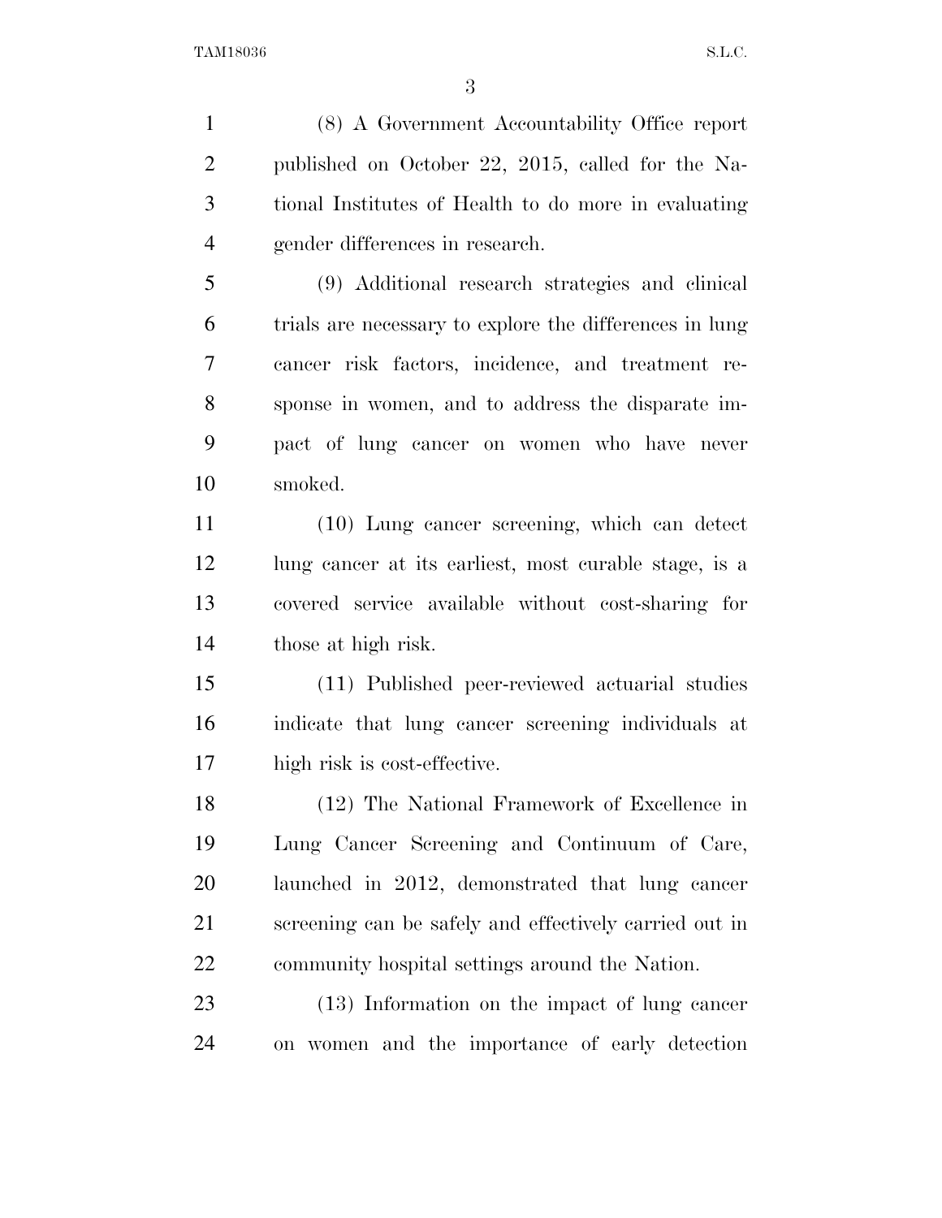(8) A Government Accountability Office report published on October 22, 2015, called for the National Institutes of Health to do more in evaluating gender differences in research.

(9) Additional research strategies and clinical trials are necessary to explore the differences in lung cancer risk factors, incidence, and treatment response in women, and to address the disparate impact of lung cancer on women who have never smoked.

(10) Lung cancer screening, which can detect lung cancer at its earliest, most curable stage, is a covered service available without cost-sharing for those at high risk.

(11) Published peer-reviewed actuarial studies indicate that lung cancer screening individuals at high risk is cost-effective.

(12) The National Framework of Excellence in Lung Cancer Screening and Continuum of Care, launched in 2012, demonstrated that lung cancer screening can be safely and effectively carried out in community hospital settings around the Nation.

(13) Information on the impact of lung cancer on women and the importance of early detection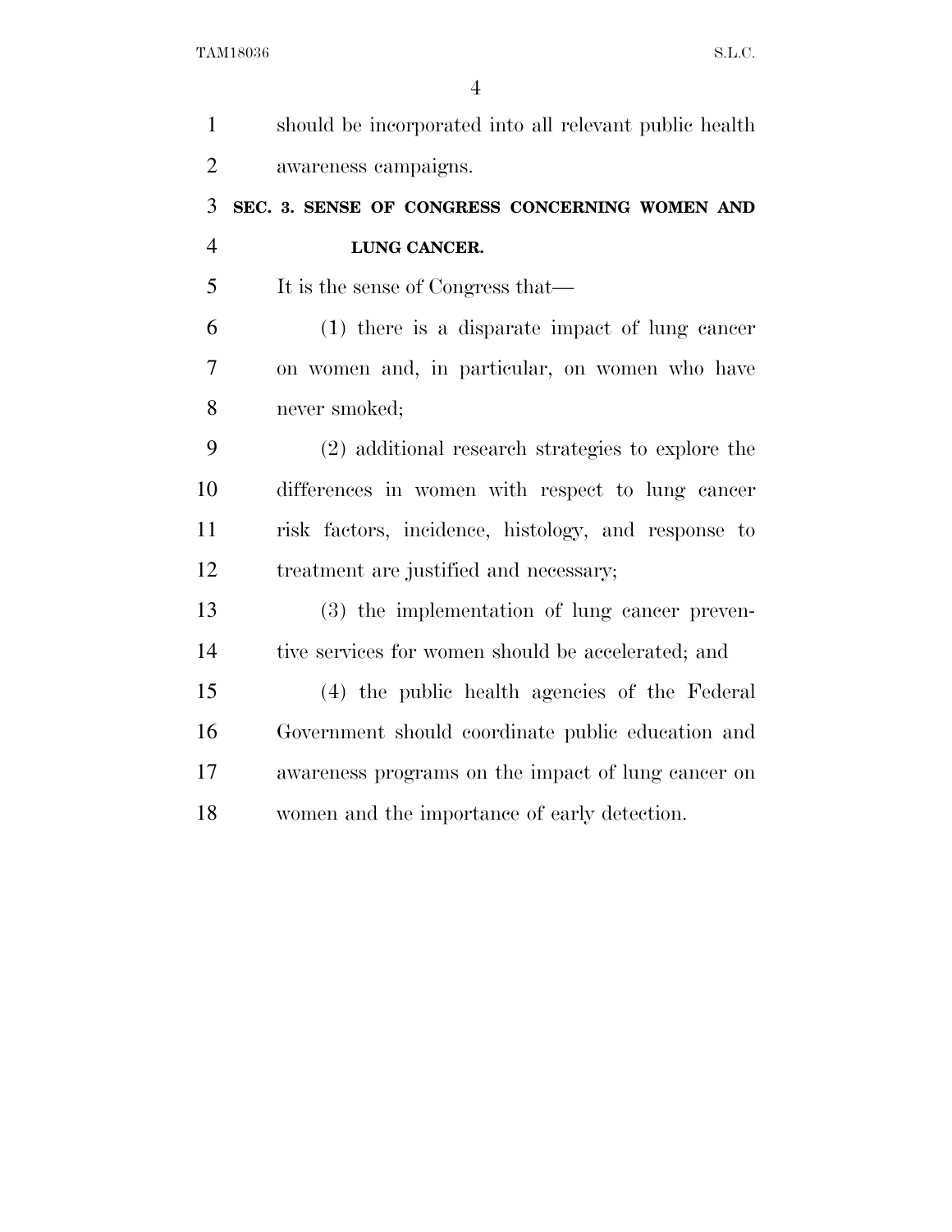should be incorporated into all relevant public health awareness campaigns.

## SEC. 3. SENSE OF CONGRESS CONCERNING WOMEN AND LUNG CANCER.

It is the sense of Congress that—

(1) there is a disparate impact of lung cancer on women and, in particular, on women who have never smoked;

(2) additional research strategies to explore the differences in women with respect to lung cancer risk factors, incidence, histology, and response to treatment are justified and necessary;

(3) the implementation of lung cancer preventive services for women should be accelerated; and

(4) the public health agencies of the Federal Government should coordinate public education and awareness programs on the impact of lung cancer on women and the importance of early detection.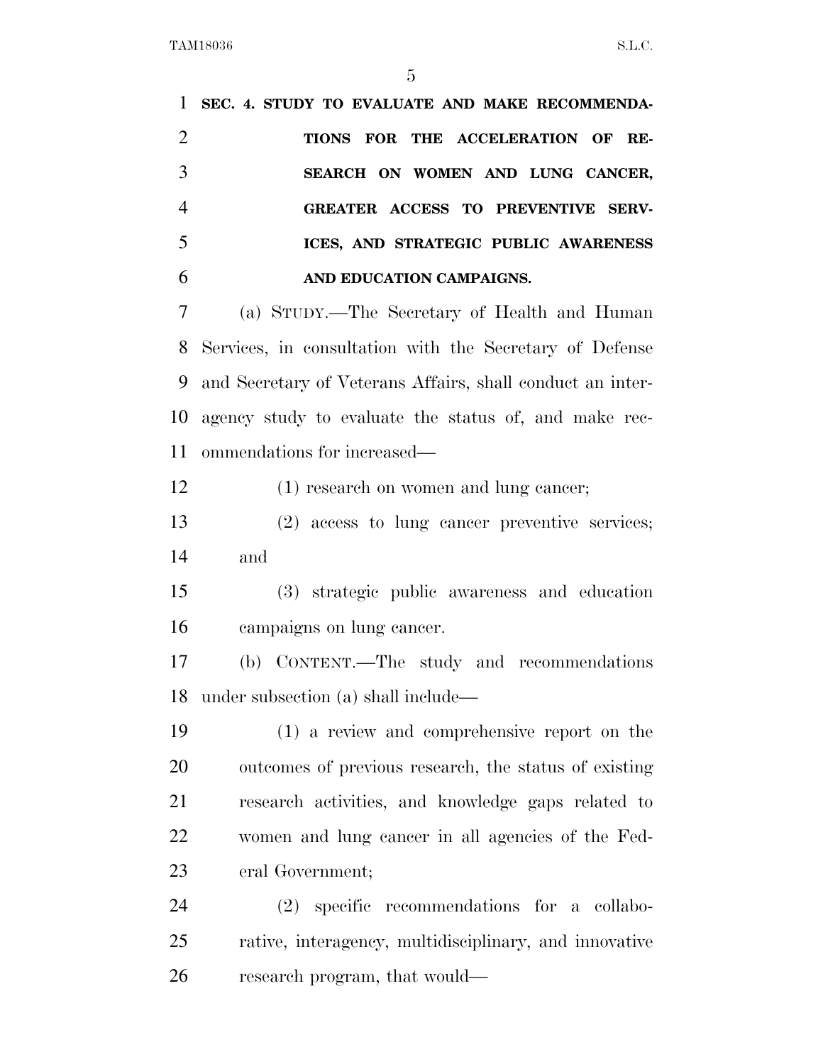**SEC. 4. STUDY TO EVALUATE AND MAKE RECOMMENDATIONS FOR THE ACCELERATION OF RESEARCH ON WOMEN AND LUNG CANCER, GREATER ACCESS TO PREVENTIVE SERVICES, AND STRATEGIC PUBLIC AWARENESS AND EDUCATION CAMPAIGNS.**

(a) STUDY.—The Secretary of Health and Human Services, in consultation with the Secretary of Defense and Secretary of Veterans Affairs, shall conduct an interagency study to evaluate the status of, and make recommendations for increased—

(1) research on women and lung cancer;

(2) access to lung cancer preventive services; and

(3) strategic public awareness and education campaigns on lung cancer.

(b) CONTENT.—The study and recommendations under subsection (a) shall include—

(1) a review and comprehensive report on the outcomes of previous research, the status of existing research activities, and knowledge gaps related to women and lung cancer in all agencies of the Federal Government;

(2) specific recommendations for a collaborative, interagency, multidisciplinary, and innovative research program, that would—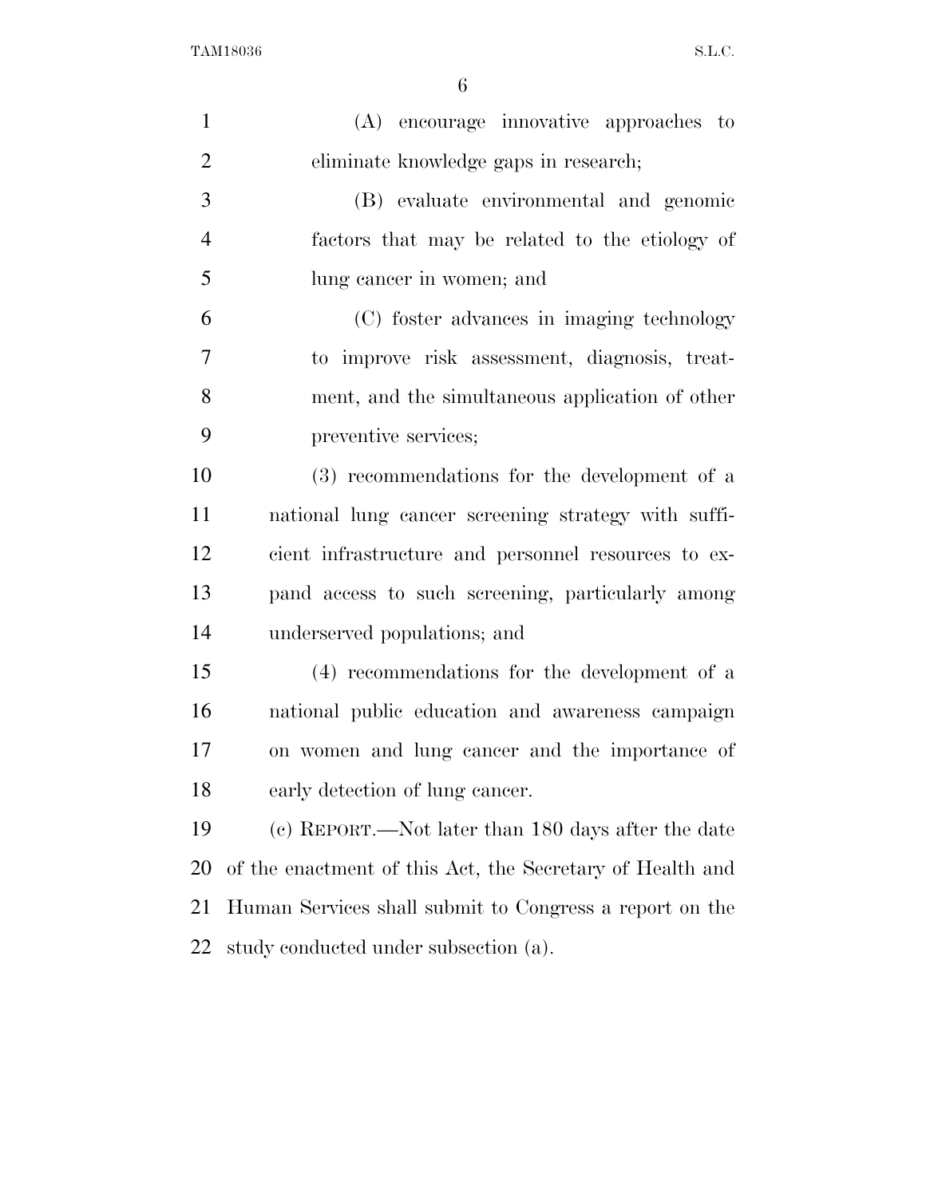(A) encourage innovative approaches to eliminate knowledge gaps in research;

(B) evaluate environmental and genomic factors that may be related to the etiology of lung cancer in women; and

(C) foster advances in imaging technology to improve risk assessment, diagnosis, treatment, and the simultaneous application of other preventive services;

(3) recommendations for the development of a national lung cancer screening strategy with sufficient infrastructure and personnel resources to expand access to such screening, particularly among underserved populations; and

(4) recommendations for the development of a national public education and awareness campaign on women and lung cancer and the importance of early detection of lung cancer.

(c) REPORT.—Not later than 180 days after the date of the enactment of this Act, the Secretary of Health and Human Services shall submit to Congress a report on the study conducted under subsection (a).